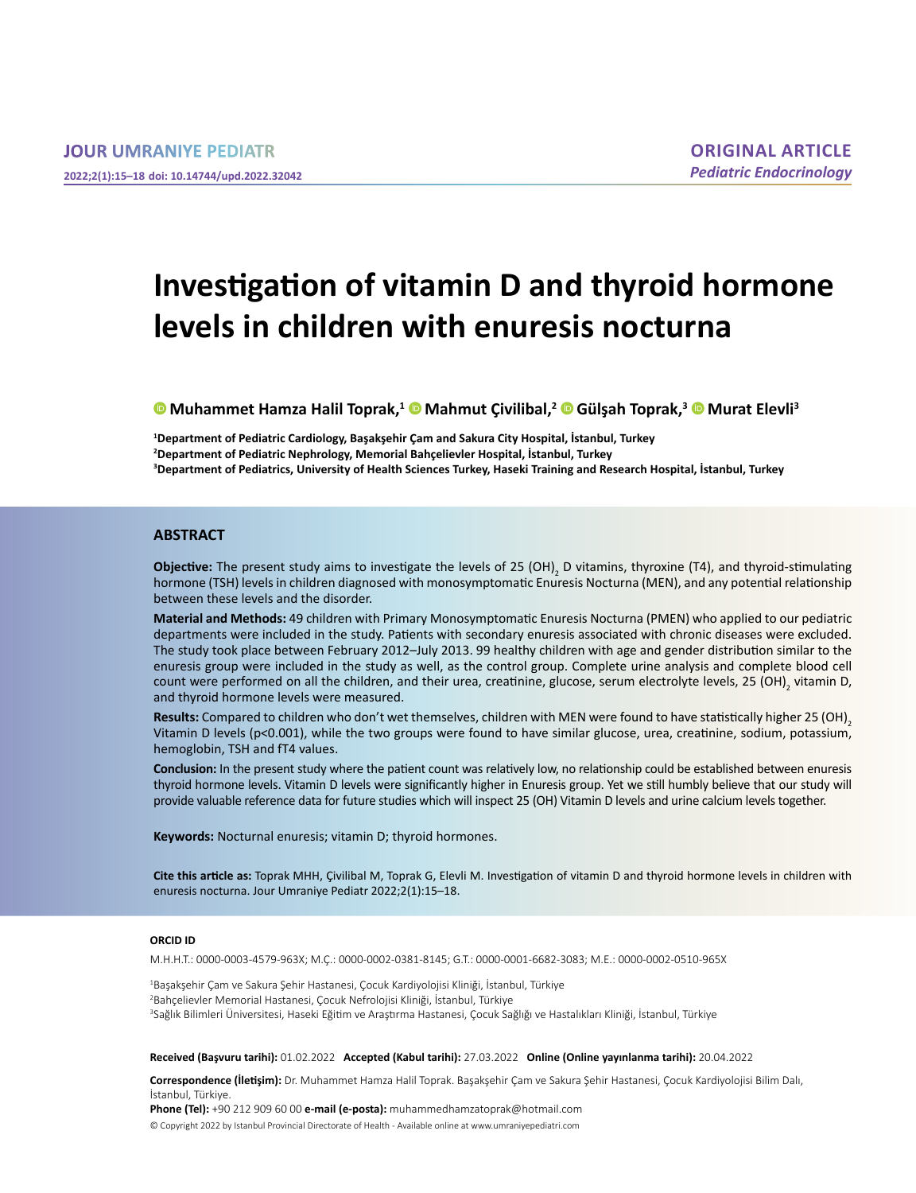ORIGINAL ARTICLE

*Pediatric Endocrinology*

# Investigation of vitamin D and thyroid hormone levels in children with enuresis nocturna

**Muhammet Hamza Halil Toprak,[1] Mahmut Çivilibal,[2] Gülşah Toprak,[3] Murat Elevli[3]**

[1]Department of Pediatric Cardiology, Başakşehir Çam and Sakura City Hospital, İstanbul, Turkey
[2]Department of Pediatric Nephrology, Memorial Bahçelievler Hospital, İstanbul, Turkey
[3]Department of Pediatrics, University of Health Sciences Turkey, Haseki Training and Research Hospital, İstanbul, Turkey

## ABSTRACT

**Objective:** The present study aims to investigate the levels of 25 $(OH)_2$ D vitamins, thyroxine (T4), and thyroid-stimulating hormone (TSH) levels in children diagnosed with monosymptomatic Enuresis Nocturna (MEN), and any potential relationship between these levels and the disorder.

**Material and Methods:** 49 children with Primary Monosymptomatic Enuresis Nocturna (PMEN) who applied to our pediatric departments were included in the study. Patients with secondary enuresis associated with chronic diseases were excluded. The study took place between February 2012–July 2013. 99 healthy children with age and gender distribution similar to the enuresis group were included in the study as well, as the control group. Complete urine analysis and complete blood cell count were performed on all the children, and their urea, creatinine, glucose, serum electrolyte levels, 25 $(OH)_2$ vitamin D, and thyroid hormone levels were measured.

**Results:** Compared to children who don't wet themselves, children with MEN were found to have statistically higher 25 $(OH)_2$ Vitamin D levels ($p<0.001$), while the two groups were found to have similar glucose, urea, creatinine, sodium, potassium, hemoglobin, TSH and fT4 values.

**Conclusion:** In the present study where the patient count was relatively low, no relationship could be established between enuresis thyroid hormone levels. Vitamin D levels were significantly higher in Enuresis group. Yet we still humbly believe that our study will provide valuable reference data for future studies which will inspect 25 (OH) Vitamin D levels and urine calcium levels together.

**Keywords:** Nocturnal enuresis; vitamin D; thyroid hormones.

**Cite this article as:** Toprak MHH, Çivilibal M, Toprak G, Elevli M. Investigation of vitamin D and thyroid hormone levels in children with enuresis nocturna. Jour Umraniye Pediatr 2022;2(1):15–18.

**ORCID ID**

M.H.H.T.: 0000-0003-4579-963X; M.Ç.: 0000-0002-0381-8145; G.T.: 0000-0001-6682-3083; M.E.: 0000-0002-0510-965X

[1]Başakşehir Çam ve Sakura Şehir Hastanesi, Çocuk Kardiyolojisi Kliniği, İstanbul, Türkiye
[2]Bahçelievler Memorial Hastanesi, Çocuk Nefrolojisi Kliniği, İstanbul, Türkiye
[3]Sağlık Bilimleri Üniversitesi, Haseki Eğitim ve Araştırma Hastanesi, Çocuk Sağlığı ve Hastalıkları Kliniği, İstanbul, Türkiye

**Received (Başvuru tarihi):** 01.02.2022 **Accepted (Kabul tarihi):** 27.03.2022 **Online (Online yayınlanma tarihi):** 20.04.2022

**Correspondence (İletişim):** Dr. Muhammet Hamza Halil Toprak. Başakşehir Çam ve Sakura Şehir Hastanesi, Çocuk Kardiyolojisi Bilim Dalı, İstanbul, Türkiye.

**Phone (Tel):** +90 212 909 60 00 **e-mail (e-posta):** muhammedhamzatoprak@hotmail.com

© Copyright 2022 by Istanbul Provincial Directorate of Health - Available online at www.umraniyepediatri.com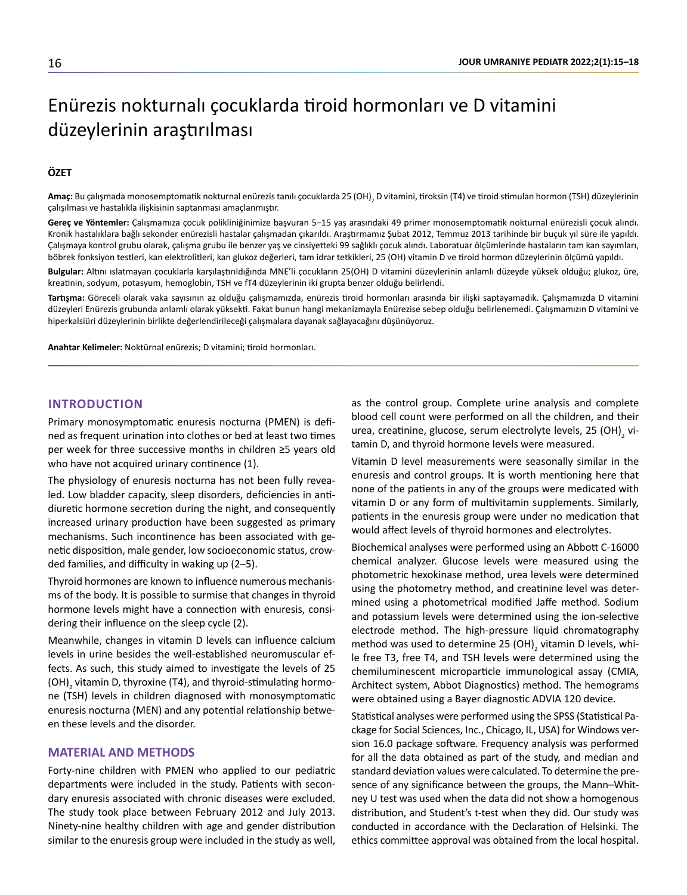# Enürezis nokturnalı çocuklarda tiroid hormonları ve D vitamini düzeylerinin araştırılması

**ÖZET**

**Amaç:** Bu çalışmada monosemptomatik nokturnal enürezis tanılı çocuklarda 25 $(OH)_2$ D vitamini, tiroksin (T4) ve tiroid stimulan hormon (TSH) düzeylerinin çalışılması ve hastalıkla ilişkisinin saptanması amaçlanmıştır.

**Gereç ve Yöntemler:** Çalışmamıza çocuk polikliniğinimize başvuran 5–15 yaş arasındaki 49 primer monosemptomatik nokturnal enürezisli çocuk alındı. Kronik hastalıklara bağlı sekonder enürezisli hastalar çalışmadan çıkarıldı. Araştırmamız Şubat 2012, Temmuz 2013 tarihinde bir buçuk yıl süre ile yapıldı. Çalışmaya kontrol grubu olarak, çalışma grubu ile benzer yaş ve cinsiyetteki 99 sağlıklı çocuk alındı. Laboratuar ölçümlerinde hastaların tam kan sayımları, böbrek fonksiyon testleri, kan elektrolitleri, kan glukoz değerleri, tam idrar tetkikleri, 25 (OH) vitamin D ve tiroid hormon düzeylerinin ölçümü yapıldı.

**Bulgular:** Altını ıslatmayan çocuklarla karşılaştırıldığında MNE'li çocukların 25(OH) D vitamini düzeylerinin anlamlı düzeyde yüksek olduğu; glukoz, üre, kreatinin, sodyum, potasyum, hemoglobin, TSH ve fT4 düzeylerinin iki grupta benzer olduğu belirlendi.

**Tartışma:** Göreceli olarak vaka sayısının az olduğu çalışmamızda, enürezis tiroid hormonları arasında bir ilişki saptayamadık. Çalışmamızda D vitamini düzeyleri Enürezis grubunda anlamlı olarak yüksekti. Fakat bunun hangi mekanizmayla Enürezise sebep olduğu belirlenemedi. Çalışmamızın D vitamini ve hiperkalsiüri düzeylerinin birlikte değerlendirileceği çalışmalara dayanak sağlayacağını düşünüyoruz.

**Anahtar Kelimeler:** Noktürnal enürezis; D vitamini; tiroid hormonları.

## INTRODUCTION

Primary monosymptomatic enuresis nocturna (PMEN) is defined as frequent urination into clothes or bed at least two times per week for three successive months in children ≥5 years old who have not acquired urinary continence (1).

The physiology of enuresis nocturna has not been fully revealed. Low bladder capacity, sleep disorders, deficiencies in antidiuretic hormone secretion during the night, and consequently increased urinary production have been suggested as primary mechanisms. Such incontinence has been associated with genetic disposition, male gender, low socioeconomic status, crowded families, and difficulty in waking up (2–5).

Thyroid hormones are known to influence numerous mechanisms of the body. It is possible to surmise that changes in thyroid hormone levels might have a connection with enuresis, considering their influence on the sleep cycle (2).

Meanwhile, changes in vitamin D levels can influence calcium levels in urine besides the well-established neuromuscular effects. As such, this study aimed to investigate the levels of 25 $(OH)_2$ vitamin D, thyroxine (T4), and thyroid-stimulating hormone (TSH) levels in children diagnosed with monosymptomatic enuresis nocturna (MEN) and any potential relationship between these levels and the disorder.

## MATERIAL AND METHODS

Forty-nine children with PMEN who applied to our pediatric departments were included in the study. Patients with secondary enuresis associated with chronic diseases were excluded. The study took place between February 2012 and July 2013. Ninety-nine healthy children with age and gender distribution similar to the enuresis group were included in the study as well, as the control group. Complete urine analysis and complete blood cell count were performed on all the children, and their urea, creatinine, glucose, serum electrolyte levels, 25 $(OH)_2$ vitamin D, and thyroid hormone levels were measured.

Vitamin D level measurements were seasonally similar in the enuresis and control groups. It is worth mentioning here that none of the patients in any of the groups were medicated with vitamin D or any form of multivitamin supplements. Similarly, patients in the enuresis group were under no medication that would affect levels of thyroid hormones and electrolytes.

Biochemical analyses were performed using an Abbott C-16000 chemical analyzer. Glucose levels were measured using the photometric hexokinase method, urea levels were determined using the photometry method, and creatinine level was determined using a photometrical modified Jaffe method. Sodium and potassium levels were determined using the ion-selective electrode method. The high-pressure liquid chromatography method was used to determine 25 $(OH)_2$ vitamin D levels, while free T3, free T4, and TSH levels were determined using the chemiluminescent microparticle immunological assay (CMIA, Architect system, Abbot Diagnostics) method. The hemograms were obtained using a Bayer diagnostic ADVIA 120 device.

Statistical analyses were performed using the SPSS (Statistical Package for Social Sciences, Inc., Chicago, IL, USA) for Windows version 16.0 package software. Frequency analysis was performed for all the data obtained as part of the study, and median and standard deviation values were calculated. To determine the presence of any significance between the groups, the Mann–Whitney U test was used when the data did not show a homogenous distribution, and Student's t-test when they did. Our study was conducted in accordance with the Declaration of Helsinki. The ethics committee approval was obtained from the local hospital.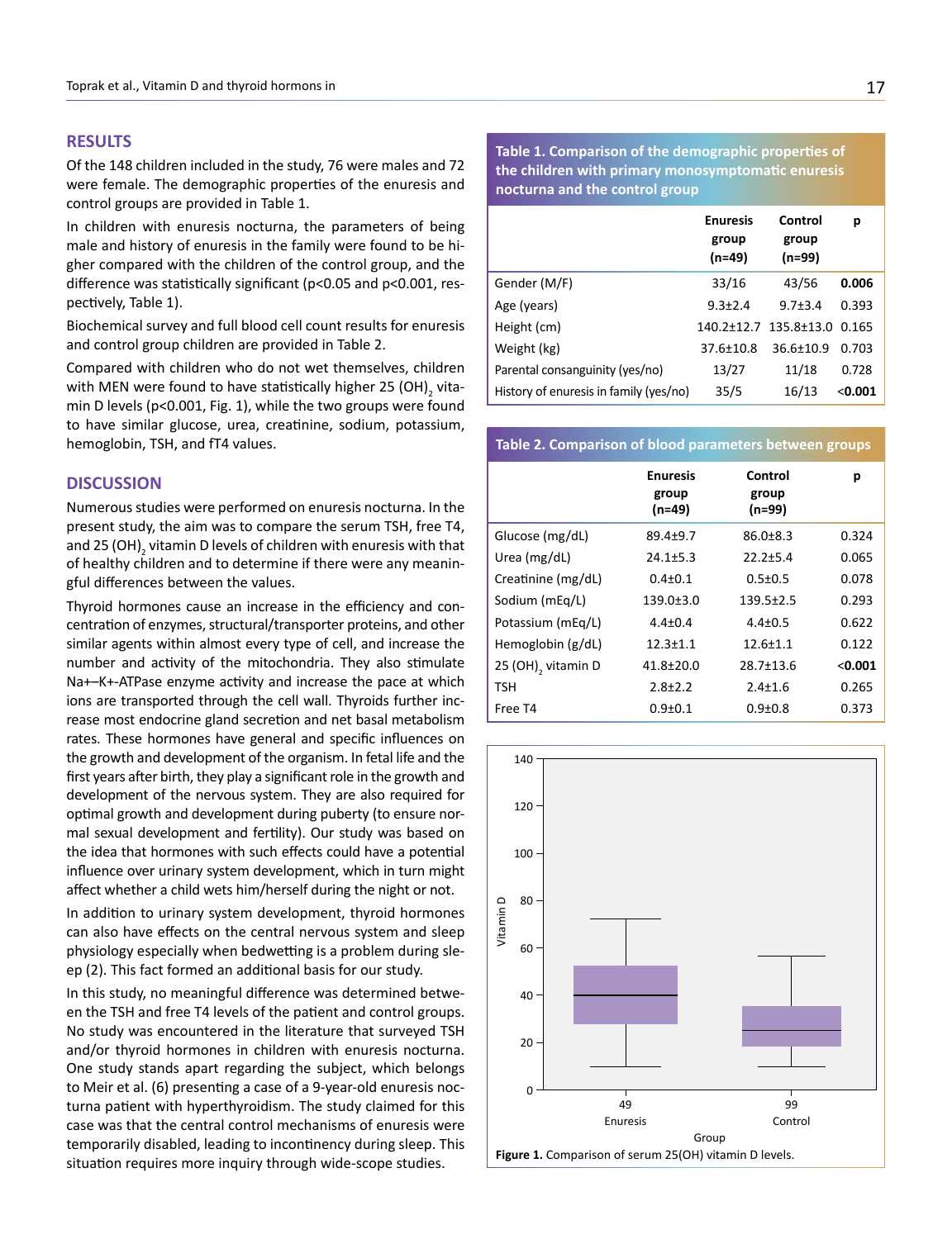## RESULTS

Of the 148 children included in the study, 76 were males and 72 were female. The demographic properties of the enuresis and control groups are provided in Table 1.

In children with enuresis nocturna, the parameters of being male and history of enuresis in the family were found to be higher compared with the children of the control group, and the difference was statistically significant ($p<0.05$ and $p<0.001$, respectively, Table 1).

Biochemical survey and full blood cell count results for enuresis and control group children are provided in Table 2.

Compared with children who do not wet themselves, children with MEN were found to have statistically higher 25 $(OH)_2$ vitamin D levels ($p<0.001$, Fig. 1), while the two groups were found to have similar glucose, urea, creatinine, sodium, potassium, hemoglobin, TSH, and fT4 values.

**Table 1. Comparison of the demographic properties of the children with primary monosymptomatic enuresis nocturna and the control group**

| | Enuresis group (n=49) | Control group (n=99) | p |
|---|---|---|---|
| Gender (M/F) | 33/16 | 43/56 | **0.006** |
| Age (years) | 9.3±2.4 | 9.7±3.4 | 0.393 |
| Height (cm) | 140.2±12.7 | 135.8±13.0 | 0.165 |
| Weight (kg) | 37.6±10.8 | 36.6±10.9 | 0.703 |
| Parental consanguinity (yes/no) | 13/27 | 11/18 | 0.728 |
| History of enuresis in family (yes/no) | 35/5 | 16/13 | **<0.001** |

**Table 2. Comparison of blood parameters between groups**

| | Enuresis group (n=49) | Control group (n=99) | p |
|---|---|---|---|
| Glucose (mg/dL) | 89.4±9.7 | 86.0±8.3 | 0.324 |
| Urea (mg/dL) | 24.1±5.3 | 22.2±5.4 | 0.065 |
| Creatinine (mg/dL) | 0.4±0.1 | 0.5±0.5 | 0.078 |
| Sodium (mEq/L) | 139.0±3.0 | 139.5±2.5 | 0.293 |
| Potassium (mEq/L) | 4.4±0.4 | 4.4±0.5 | 0.622 |
| Hemoglobin (g/dL) | 12.3±1.1 | 12.6±1.1 | 0.122 |
| 25 $(OH)_2$ vitamin D | 41.8±20.0 | 28.7±13.6 | **<0.001** |
| TSH | 2.8±2.2 | 2.4±1.6 | 0.265 |
| Free T4 | 0.9±0.1 | 0.9±0.8 | 0.373 |

**Figure 1.** Comparison of serum 25(OH) vitamin D levels.

## DISCUSSION

Numerous studies were performed on enuresis nocturna. In the present study, the aim was to compare the serum TSH, free T4, and 25 $(OH)_2$ vitamin D levels of children with enuresis with that of healthy children and to determine if there were any meaningful differences between the values.

Thyroid hormones cause an increase in the efficiency and concentration of enzymes, structural/transporter proteins, and other similar agents within almost every type of cell, and increase the number and activity of the mitochondria. They also stimulate Na+–K+-ATPase enzyme activity and increase the pace at which ions are transported through the cell wall. Thyroids further increase most endocrine gland secretion and net basal metabolism rates. These hormones have general and specific influences on the growth and development of the organism. In fetal life and the first years after birth, they play a significant role in the growth and development of the nervous system. They are also required for optimal growth and development during puberty (to ensure normal sexual development and fertility). Our study was based on the idea that hormones with such effects could have a potential influence over urinary system development, which in turn might affect whether a child wets him/herself during the night or not.

In addition to urinary system development, thyroid hormones can also have effects on the central nervous system and sleep physiology especially when bedwetting is a problem during sleep (2). This fact formed an additional basis for our study.

In this study, no meaningful difference was determined between the TSH and free T4 levels of the patient and control groups. No study was encountered in the literature that surveyed TSH and/or thyroid hormones in children with enuresis nocturna. One study stands apart regarding the subject, which belongs to Meir et al. (6) presenting a case of a 9-year-old enuresis nocturna patient with hyperthyroidism. The study claimed for this case was that the central control mechanisms of enuresis were temporarily disabled, leading to incontinency during sleep. This situation requires more inquiry through wide-scope studies.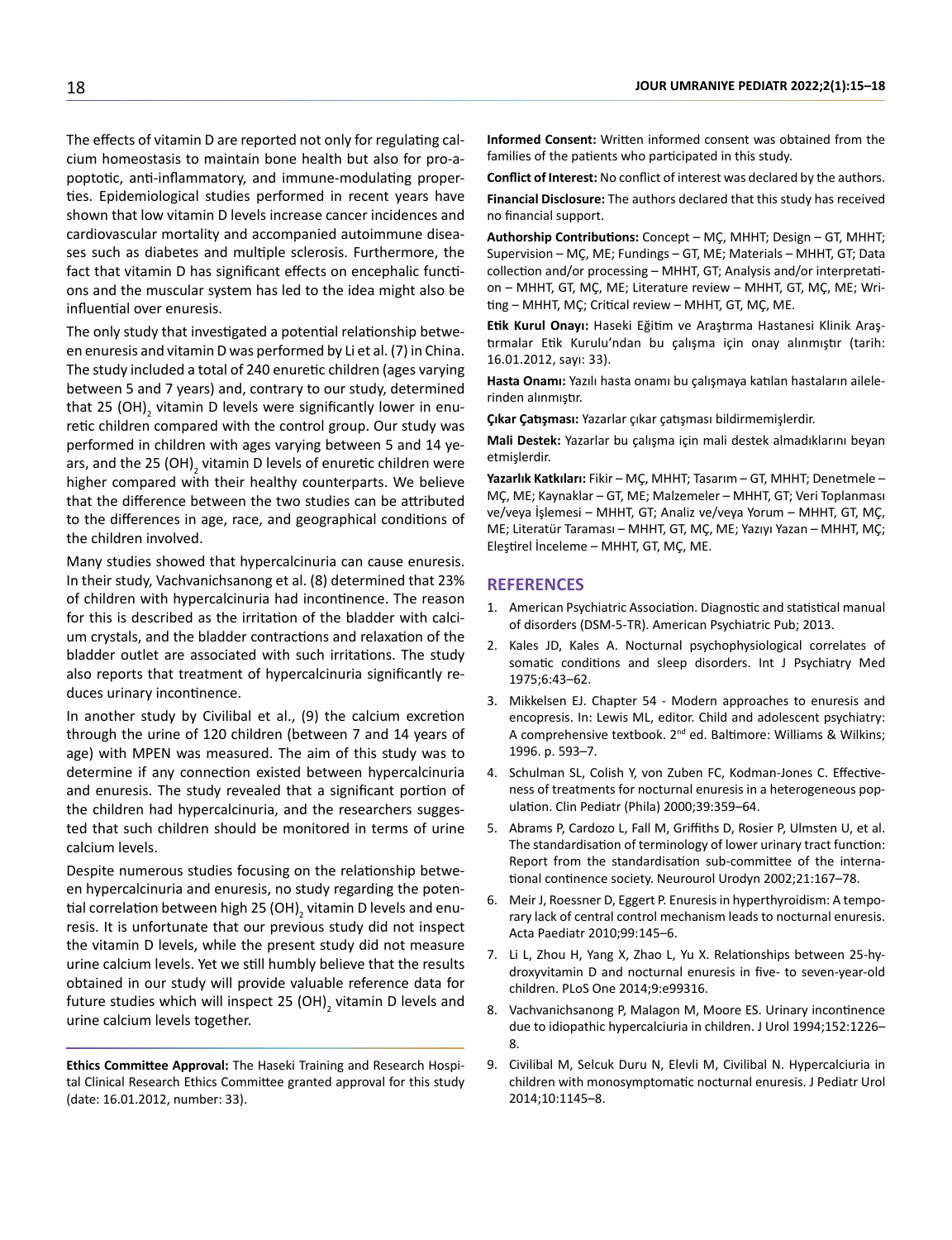The effects of vitamin D are reported not only for regulating calcium homeostasis to maintain bone health but also for pro-apoptotic, anti-inflammatory, and immune-modulating properties. Epidemiological studies performed in recent years have shown that low vitamin D levels increase cancer incidences and cardiovascular mortality and accompanied autoimmune diseases such as diabetes and multiple sclerosis. Furthermore, the fact that vitamin D has significant effects on encephalic functions and the muscular system has led to the idea might also be influential over enuresis.

The only study that investigated a potential relationship between enuresis and vitamin D was performed by Li et al. (7) in China. The study included a total of 240 enuretic children (ages varying between 5 and 7 years) and, contrary to our study, determined that 25 $(OH)_2$ vitamin D levels were significantly lower in enuretic children compared with the control group. Our study was performed in children with ages varying between 5 and 14 years, and the 25 $(OH)_2$ vitamin D levels of enuretic children were higher compared with their healthy counterparts. We believe that the difference between the two studies can be attributed to the differences in age, race, and geographical conditions of the children involved.

Many studies showed that hypercalcinuria can cause enuresis. In their study, Vachvanichsanong et al. (8) determined that 23% of children with hypercalcinuria had incontinence. The reason for this is described as the irritation of the bladder with calcium crystals, and the bladder contractions and relaxation of the bladder outlet are associated with such irritations. The study also reports that treatment of hypercalcinuria significantly reduces urinary incontinence.

In another study by Civilibal et al., (9) the calcium excretion through the urine of 120 children (between 7 and 14 years of age) with MPEN was measured. The aim of this study was to determine if any connection existed between hypercalcinuria and enuresis. The study revealed that a significant portion of the children had hypercalcinuria, and the researchers suggested that such children should be monitored in terms of urine calcium levels.

Despite numerous studies focusing on the relationship between hypercalcinuria and enuresis, no study regarding the potential correlation between high 25 $(OH)_2$ vitamin D levels and enuresis. It is unfortunate that our previous study did not inspect the vitamin D levels, while the present study did not measure urine calcium levels. Yet we still humbly believe that the results obtained in our study will provide valuable reference data for future studies which will inspect 25 $(OH)_2$ vitamin D levels and urine calcium levels together.

**Ethics Committee Approval:** The Haseki Training and Research Hospital Clinical Research Ethics Committee granted approval for this study (date: 16.01.2012, number: 33).

**Informed Consent:** Written informed consent was obtained from the families of the patients who participated in this study.

**Conflict of Interest:** No conflict of interest was declared by the authors.

**Financial Disclosure:** The authors declared that this study has received no financial support.

**Authorship Contributions:** Concept – MÇ, MHHT; Design – GT, MHHT; Supervision – MÇ, ME; Fundings – GT, ME; Materials – MHHT, GT; Data collection and/or processing – MHHT, GT; Analysis and/or interpretation – MHHT, GT, MÇ, ME; Literature review – MHHT, GT, MÇ, ME; Writing – MHHT, MÇ; Critical review – MHHT, GT, MÇ, ME.

**Etik Kurul Onayı:** Haseki Eğitim ve Araştırma Hastanesi Klinik Araştırmalar Etik Kurulu'ndan bu çalışma için onay alınmıştır (tarih: 16.01.2012, sayı: 33).

**Hasta Onamı:** Yazılı hasta onamı bu çalışmaya katılan hastaların ailelerinden alınmıştır.

**Çıkar Çatışması:** Yazarlar çıkar çatışması bildirmemişlerdir.

**Mali Destek:** Yazarlar bu çalışma için mali destek almadıklarını beyan etmişlerdir.

**Yazarlık Katkıları:** Fikir – MÇ, MHHT; Tasarım – GT, MHHT; Denetmele – MÇ, ME; Kaynaklar – GT, ME; Malzemeler – MHHT, GT; Veri Toplanması ve/veya İşlemesi – MHHT, GT; Analiz ve/veya Yorum – MHHT, GT, MÇ, ME; Literatür Taraması – MHHT, GT, MÇ, ME; Yazıyı Yazan – MHHT, MÇ; Eleştirel İnceleme – MHHT, GT, MÇ, ME.

## REFERENCES

1. American Psychiatric Association. Diagnostic and statistical manual of disorders (DSM-5-TR). American Psychiatric Pub; 2013.
2. Kales JD, Kales A. Nocturnal psychophysiological correlates of somatic conditions and sleep disorders. Int J Psychiatry Med 1975;6:43–62.
3. Mikkelsen EJ. Chapter 54 - Modern approaches to enuresis and encopresis. In: Lewis ML, editor. Child and adolescent psychiatry: A comprehensive textbook. 2nd ed. Baltimore: Williams & Wilkins; 1996. p. 593–7.
4. Schulman SL, Colish Y, von Zuben FC, Kodman-Jones C. Effectiveness of treatments for nocturnal enuresis in a heterogeneous population. Clin Pediatr (Phila) 2000;39:359–64.
5. Abrams P, Cardozo L, Fall M, Griffiths D, Rosier P, Ulmsten U, et al. The standardisation of terminology of lower urinary tract function: Report from the standardisation sub-committee of the international continence society. Neurourol Urodyn 2002;21:167–78.
6. Meir J, Roessner D, Eggert P. Enuresis in hyperthyroidism: A temporary lack of central control mechanism leads to nocturnal enuresis. Acta Paediatr 2010;99:145–6.
7. Li L, Zhou H, Yang X, Zhao L, Yu X. Relationships between 25-hydroxyvitamin D and nocturnal enuresis in five- to seven-year-old children. PLoS One 2014;9:e99316.
8. Vachvanichsanong P, Malagon M, Moore ES. Urinary incontinence due to idiopathic hypercalciuria in children. J Urol 1994;152:1226–8.
9. Civilibal M, Selcuk Duru N, Elevli M, Civilibal N. Hypercalciuria in children with monosymptomatic nocturnal enuresis. J Pediatr Urol 2014;10:1145–8.